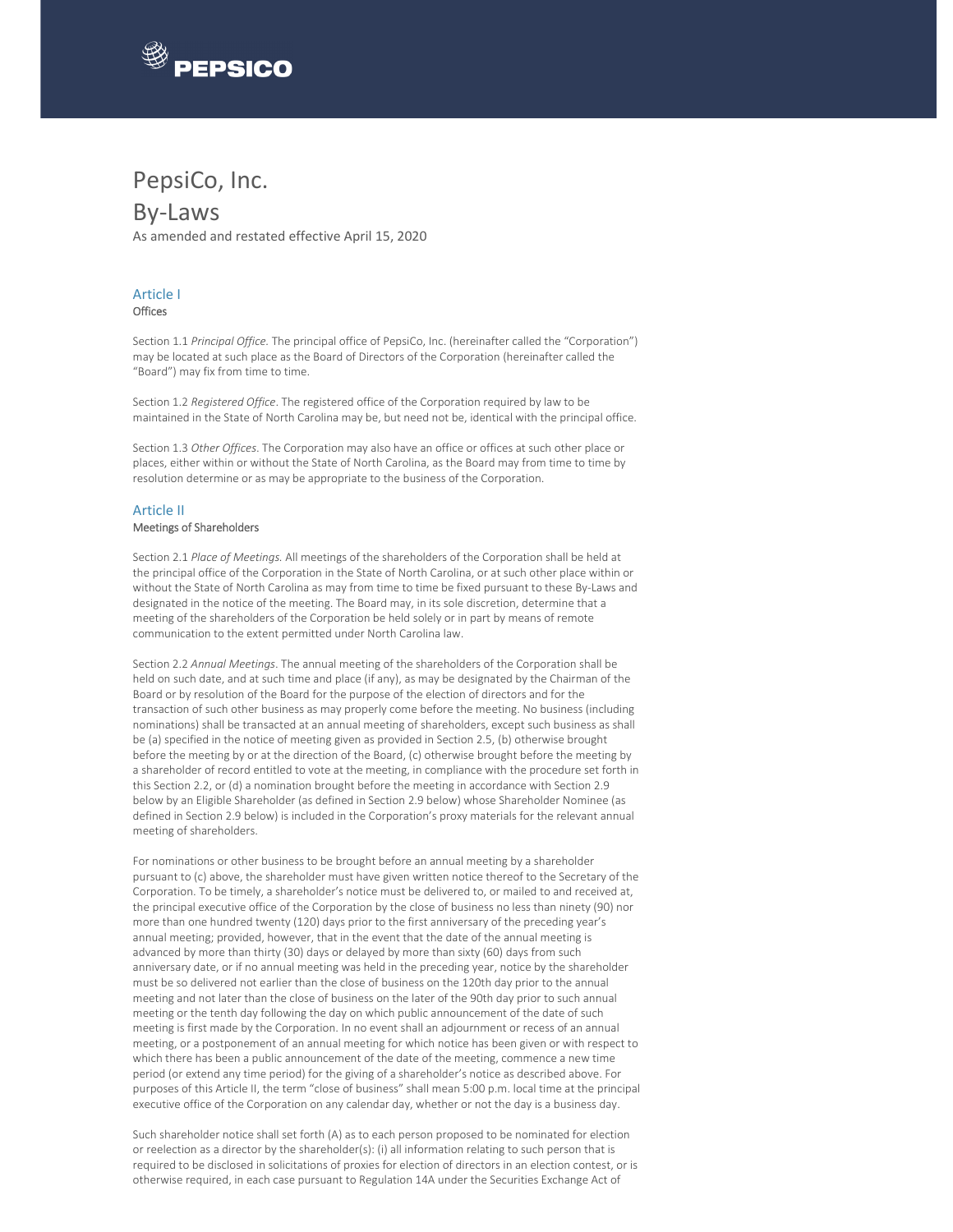# PepsiCo, Inc.

# By-Laws

As amended and restated effective April 15, 2020

## Article I

### Offices

Section 1.1 *Principal Office.* The principal office of PepsiCo, Inc. (hereinafter called the "Corporation") may be located at such place as the Board of Directors of the Corporation (hereinafter called the "Board") may fix from time to time.

Section 1.2 *Registered Office*. The registered office of the Corporation required by law to be maintained in the State of North Carolina may be, but need not be, identical with the principal office.

Section 1.3 *Other Offices*. The Corporation may also have an office or offices at such other place or places, either within or without the State of North Carolina, as the Board may from time to time by resolution determine or as may be appropriate to the business of the Corporation.

## Article II

### Meetings of Shareholders

Section 2.1 *Place of Meetings.* All meetings of the shareholders of the Corporation shall be held at the principal office of the Corporation in the State of North Carolina, or at such other place within or without the State of North Carolina as may from time to time be fixed pursuant to these By-Laws and designated in the notice of the meeting. The Board may, in its sole discretion, determine that a meeting of the shareholders of the Corporation be held solely or in part by means of remote communication to the extent permitted under North Carolina law.

Section 2.2 *Annual Meetings*. The annual meeting of the shareholders of the Corporation shall be held on such date, and at such time and place (if any), as may be designated by the Chairman of the Board or by resolution of the Board for the purpose of the election of directors and for the transaction of such other business as may properly come before the meeting. No business (including nominations) shall be transacted at an annual meeting of shareholders, except such business as shall be (a) specified in the notice of meeting given as provided in Section 2.5, (b) otherwise brought before the meeting by or at the direction of the Board, (c) otherwise brought before the meeting by a shareholder of record entitled to vote at the meeting, in compliance with the procedure set forth in this Section 2.2, or (d) a nomination brought before the meeting in accordance with Section 2.9 below by an Eligible Shareholder (as defined in Section 2.9 below) whose Shareholder Nominee (as defined in Section 2.9 below) is included in the Corporation's proxy materials for the relevant annual meeting of shareholders.

For nominations or other business to be brought before an annual meeting by a shareholder pursuant to (c) above, the shareholder must have given written notice thereof to the Secretary of the Corporation. To be timely, a shareholder's notice must be delivered to, or mailed to and received at, the principal executive office of the Corporation by the close of business no less than ninety (90) nor more than one hundred twenty (120) days prior to the first anniversary of the preceding year's annual meeting; provided, however, that in the event that the date of the annual meeting is advanced by more than thirty (30) days or delayed by more than sixty (60) days from such anniversary date, or if no annual meeting was held in the preceding year, notice by the shareholder must be so delivered not earlier than the close of business on the 120th day prior to the annual meeting and not later than the close of business on the later of the 90th day prior to such annual meeting or the tenth day following the day on which public announcement of the date of such meeting is first made by the Corporation. In no event shall an adjournment or recess of an annual meeting, or a postponement of an annual meeting for which notice has been given or with respect to which there has been a public announcement of the date of the meeting, commence a new time period (or extend any time period) for the giving of a shareholder's notice as described above. For purposes of this Article II, the term "close of business" shall mean 5:00 p.m. local time at the principal executive office of the Corporation on any calendar day, whether or not the day is a business day.

Such shareholder notice shall set forth (A) as to each person proposed to be nominated for election or reelection as a director by the shareholder(s): (i) all information relating to such person that is required to be disclosed in solicitations of proxies for election of directors in an election contest, or is otherwise required, in each case pursuant to Regulation 14A under the Securities Exchange Act of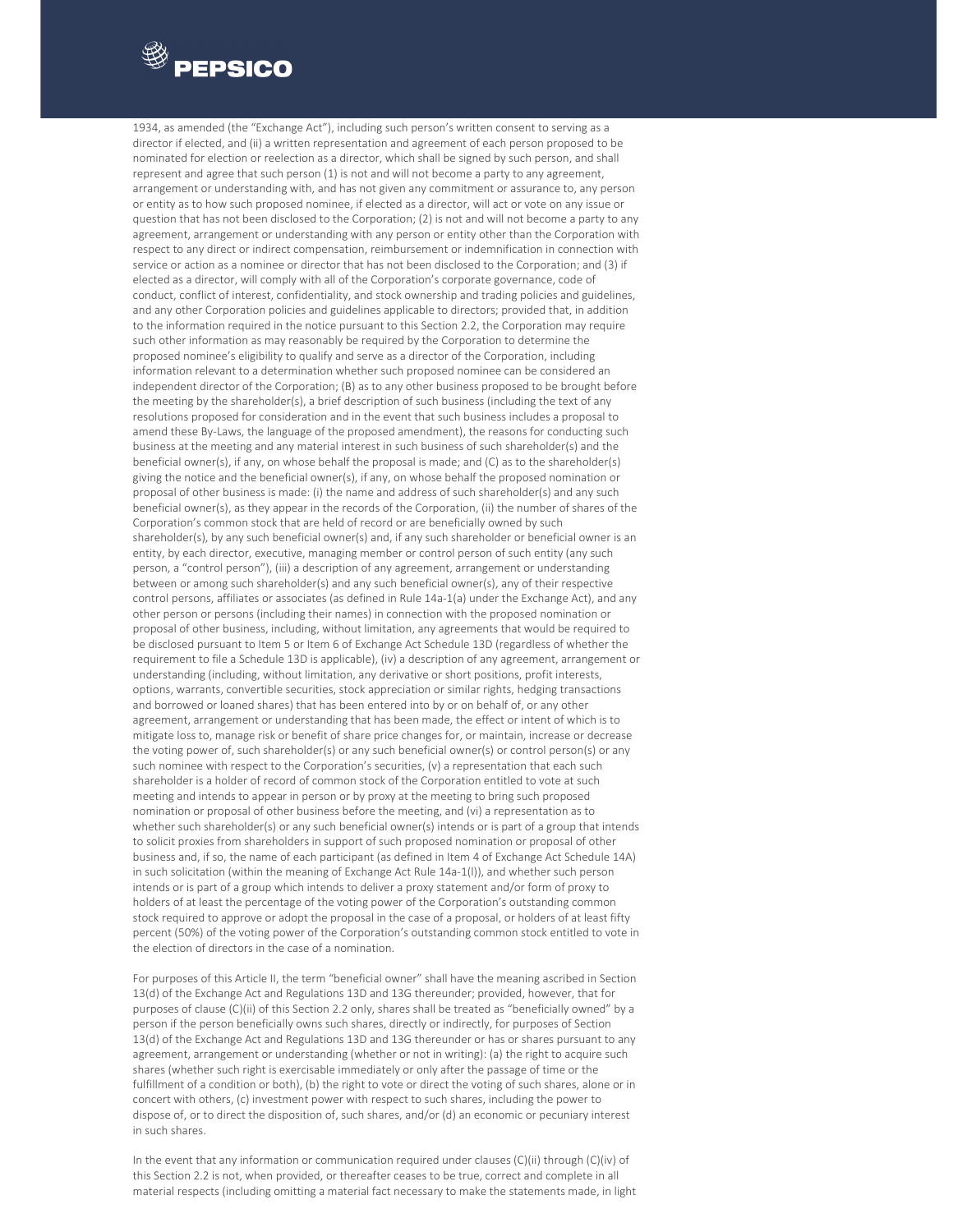1934, as amended (the "Exchange Act"), including such person's written consent to serving as a director if elected, and (ii) a written representation and agreement of each person proposed to be nominated for election or reelection as a director, which shall be signed by such person, and shall represent and agree that such person (1) is not and will not become a party to any agreement, arrangement or understanding with, and has not given any commitment or assurance to, any person or entity as to how such proposed nominee, if elected as a director, will act or vote on any issue or question that has not been disclosed to the Corporation; (2) is not and will not become a party to any agreement, arrangement or understanding with any person or entity other than the Corporation with respect to any direct or indirect compensation, reimbursement or indemnification in connection with service or action as a nominee or director that has not been disclosed to the Corporation; and (3) if elected as a director, will comply with all of the Corporation's corporate governance, code of conduct, conflict of interest, confidentiality, and stock ownership and trading policies and guidelines, and any other Corporation policies and guidelines applicable to directors; provided that, in addition to the information required in the notice pursuant to this Section 2.2, the Corporation may require such other information as may reasonably be required by the Corporation to determine the proposed nominee's eligibility to qualify and serve as a director of the Corporation, including information relevant to a determination whether such proposed nominee can be considered an independent director of the Corporation; (B) as to any other business proposed to be brought before the meeting by the shareholder(s), a brief description of such business (including the text of any resolutions proposed for consideration and in the event that such business includes a proposal to amend these By-Laws, the language of the proposed amendment), the reasons for conducting such business at the meeting and any material interest in such business of such shareholder(s) and the beneficial owner(s), if any, on whose behalf the proposal is made; and (C) as to the shareholder(s) giving the notice and the beneficial owner(s), if any, on whose behalf the proposed nomination or proposal of other business is made: (i) the name and address of such shareholder(s) and any such beneficial owner(s), as they appear in the records of the Corporation, (ii) the number of shares of the Corporation's common stock that are held of record or are beneficially owned by such shareholder(s), by any such beneficial owner(s) and, if any such shareholder or beneficial owner is an entity, by each director, executive, managing member or control person of such entity (any such person, a "control person"), (iii) a description of any agreement, arrangement or understanding between or among such shareholder(s) and any such beneficial owner(s), any of their respective control persons, affiliates or associates (as defined in Rule 14a-1(a) under the Exchange Act), and any other person or persons (including their names) in connection with the proposed nomination or proposal of other business, including, without limitation, any agreements that would be required to be disclosed pursuant to Item 5 or Item 6 of Exchange Act Schedule 13D (regardless of whether the requirement to file a Schedule 13D is applicable), (iv) a description of any agreement, arrangement or understanding (including, without limitation, any derivative or short positions, profit interests, options, warrants, convertible securities, stock appreciation or similar rights, hedging transactions and borrowed or loaned shares) that has been entered into by or on behalf of, or any other agreement, arrangement or understanding that has been made, the effect or intent of which is to mitigate loss to, manage risk or benefit of share price changes for, or maintain, increase or decrease the voting power of, such shareholder(s) or any such beneficial owner(s) or control person(s) or any such nominee with respect to the Corporation's securities, (v) a representation that each such shareholder is a holder of record of common stock of the Corporation entitled to vote at such meeting and intends to appear in person or by proxy at the meeting to bring such proposed nomination or proposal of other business before the meeting, and (vi) a representation as to whether such shareholder(s) or any such beneficial owner(s) intends or is part of a group that intends to solicit proxies from shareholders in support of such proposed nomination or proposal of other business and, if so, the name of each participant (as defined in Item 4 of Exchange Act Schedule 14A) in such solicitation (within the meaning of Exchange Act Rule 14a-1(l)), and whether such person intends or is part of a group which intends to deliver a proxy statement and/or form of proxy to holders of at least the percentage of the voting power of the Corporation's outstanding common stock required to approve or adopt the proposal in the case of a proposal, or holders of at least fifty percent (50%) of the voting power of the Corporation's outstanding common stock entitled to vote in the election of directors in the case of a nomination.

For purposes of this Article II, the term "beneficial owner" shall have the meaning ascribed in Section 13(d) of the Exchange Act and Regulations 13D and 13G thereunder; provided, however, that for purposes of clause (C)(ii) of this Section 2.2 only, shares shall be treated as "beneficially owned" by a person if the person beneficially owns such shares, directly or indirectly, for purposes of Section 13(d) of the Exchange Act and Regulations 13D and 13G thereunder or has or shares pursuant to any agreement, arrangement or understanding (whether or not in writing): (a) the right to acquire such shares (whether such right is exercisable immediately or only after the passage of time or the fulfillment of a condition or both), (b) the right to vote or direct the voting of such shares, alone or in concert with others, (c) investment power with respect to such shares, including the power to dispose of, or to direct the disposition of, such shares, and/or (d) an economic or pecuniary interest in such shares.

In the event that any information or communication required under clauses (C)(ii) through (C)(iv) of this Section 2.2 is not, when provided, or thereafter ceases to be true, correct and complete in all material respects (including omitting a material fact necessary to make the statements made, in light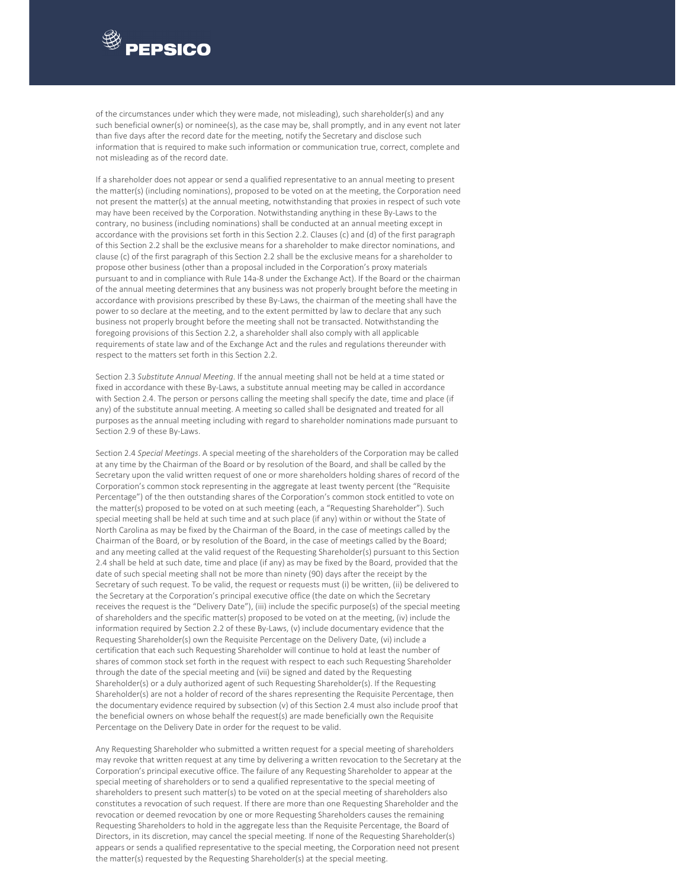of the circumstances under which they were made, not misleading), such shareholder(s) and any such beneficial owner(s) or nominee(s), as the case may be, shall promptly, and in any event not later than five days after the record date for the meeting, notify the Secretary and disclose such information that is required to make such information or communication true, correct, complete and not misleading as of the record date.

If a shareholder does not appear or send a qualified representative to an annual meeting to present the matter(s) (including nominations), proposed to be voted on at the meeting, the Corporation need not present the matter(s) at the annual meeting, notwithstanding that proxies in respect of such vote may have been received by the Corporation. Notwithstanding anything in these By-Laws to the contrary, no business (including nominations) shall be conducted at an annual meeting except in accordance with the provisions set forth in this Section 2.2. Clauses (c) and (d) of the first paragraph of this Section 2.2 shall be the exclusive means for a shareholder to make director nominations, and clause (c) of the first paragraph of this Section 2.2 shall be the exclusive means for a shareholder to propose other business (other than a proposal included in the Corporation's proxy materials pursuant to and in compliance with Rule 14a-8 under the Exchange Act). If the Board or the chairman of the annual meeting determines that any business was not properly brought before the meeting in accordance with provisions prescribed by these By-Laws, the chairman of the meeting shall have the power to so declare at the meeting, and to the extent permitted by law to declare that any such business not properly brought before the meeting shall not be transacted. Notwithstanding the foregoing provisions of this Section 2.2, a shareholder shall also comply with all applicable requirements of state law and of the Exchange Act and the rules and regulations thereunder with respect to the matters set forth in this Section 2.2.

Section 2.3 *Substitute Annual Meeting*. If the annual meeting shall not be held at a time stated or fixed in accordance with these By-Laws, a substitute annual meeting may be called in accordance with Section 2.4. The person or persons calling the meeting shall specify the date, time and place (if any) of the substitute annual meeting. A meeting so called shall be designated and treated for all purposes as the annual meeting including with regard to shareholder nominations made pursuant to Section 2.9 of these By-Laws.

Section 2.4 *Special Meetings*. A special meeting of the shareholders of the Corporation may be called at any time by the Chairman of the Board or by resolution of the Board, and shall be called by the Secretary upon the valid written request of one or more shareholders holding shares of record of the Corporation's common stock representing in the aggregate at least twenty percent (the "Requisite Percentage") of the then outstanding shares of the Corporation's common stock entitled to vote on the matter(s) proposed to be voted on at such meeting (each, a "Requesting Shareholder"). Such special meeting shall be held at such time and at such place (if any) within or without the State of North Carolina as may be fixed by the Chairman of the Board, in the case of meetings called by the Chairman of the Board, or by resolution of the Board, in the case of meetings called by the Board; and any meeting called at the valid request of the Requesting Shareholder(s) pursuant to this Section 2.4 shall be held at such date, time and place (if any) as may be fixed by the Board, provided that the date of such special meeting shall not be more than ninety (90) days after the receipt by the Secretary of such request. To be valid, the request or requests must (i) be written, (ii) be delivered to the Secretary at the Corporation's principal executive office (the date on which the Secretary receives the request is the "Delivery Date"), (iii) include the specific purpose(s) of the special meeting of shareholders and the specific matter(s) proposed to be voted on at the meeting, (iv) include the information required by Section 2.2 of these By-Laws, (v) include documentary evidence that the Requesting Shareholder(s) own the Requisite Percentage on the Delivery Date, (vi) include a certification that each such Requesting Shareholder will continue to hold at least the number of shares of common stock set forth in the request with respect to each such Requesting Shareholder through the date of the special meeting and (vii) be signed and dated by the Requesting Shareholder(s) or a duly authorized agent of such Requesting Shareholder(s). If the Requesting Shareholder(s) are not a holder of record of the shares representing the Requisite Percentage, then the documentary evidence required by subsection (v) of this Section 2.4 must also include proof that the beneficial owners on whose behalf the request(s) are made beneficially own the Requisite Percentage on the Delivery Date in order for the request to be valid.

Any Requesting Shareholder who submitted a written request for a special meeting of shareholders may revoke that written request at any time by delivering a written revocation to the Secretary at the Corporation's principal executive office. The failure of any Requesting Shareholder to appear at the special meeting of shareholders or to send a qualified representative to the special meeting of shareholders to present such matter(s) to be voted on at the special meeting of shareholders also constitutes a revocation of such request. If there are more than one Requesting Shareholder and the revocation or deemed revocation by one or more Requesting Shareholders causes the remaining Requesting Shareholders to hold in the aggregate less than the Requisite Percentage, the Board of Directors, in its discretion, may cancel the special meeting. If none of the Requesting Shareholder(s) appears or sends a qualified representative to the special meeting, the Corporation need not present the matter(s) requested by the Requesting Shareholder(s) at the special meeting.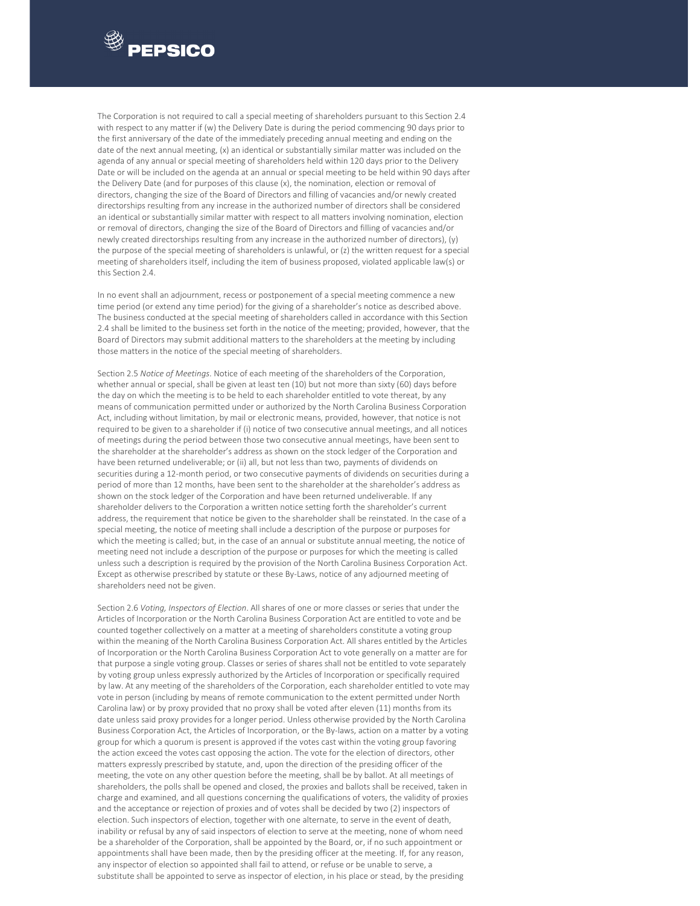The Corporation is not required to call a special meeting of shareholders pursuant to this Section 2.4 with respect to any matter if (w) the Delivery Date is during the period commencing 90 days prior to the first anniversary of the date of the immediately preceding annual meeting and ending on the date of the next annual meeting, (x) an identical or substantially similar matter was included on the agenda of any annual or special meeting of shareholders held within 120 days prior to the Delivery Date or will be included on the agenda at an annual or special meeting to be held within 90 days after the Delivery Date (and for purposes of this clause (x), the nomination, election or removal of directors, changing the size of the Board of Directors and filling of vacancies and/or newly created directorships resulting from any increase in the authorized number of directors shall be considered an identical or substantially similar matter with respect to all matters involving nomination, election or removal of directors, changing the size of the Board of Directors and filling of vacancies and/or newly created directorships resulting from any increase in the authorized number of directors), (y) the purpose of the special meeting of shareholders is unlawful, or (z) the written request for a special meeting of shareholders itself, including the item of business proposed, violated applicable law(s) or this Section 2.4.

In no event shall an adjournment, recess or postponement of a special meeting commence a new time period (or extend any time period) for the giving of a shareholder's notice as described above. The business conducted at the special meeting of shareholders called in accordance with this Section 2.4 shall be limited to the business set forth in the notice of the meeting; provided, however, that the Board of Directors may submit additional matters to the shareholders at the meeting by including those matters in the notice of the special meeting of shareholders.

Section 2.5 *Notice of Meetings*. Notice of each meeting of the shareholders of the Corporation, whether annual or special, shall be given at least ten (10) but not more than sixty (60) days before the day on which the meeting is to be held to each shareholder entitled to vote thereat, by any means of communication permitted under or authorized by the North Carolina Business Corporation Act, including without limitation, by mail or electronic means, provided, however, that notice is not required to be given to a shareholder if (i) notice of two consecutive annual meetings, and all notices of meetings during the period between those two consecutive annual meetings, have been sent to the shareholder at the shareholder's address as shown on the stock ledger of the Corporation and have been returned undeliverable; or (ii) all, but not less than two, payments of dividends on securities during a 12-month period, or two consecutive payments of dividends on securities during a period of more than 12 months, have been sent to the shareholder at the shareholder's address as shown on the stock ledger of the Corporation and have been returned undeliverable. If any shareholder delivers to the Corporation a written notice setting forth the shareholder's current address, the requirement that notice be given to the shareholder shall be reinstated. In the case of a special meeting, the notice of meeting shall include a description of the purpose or purposes for which the meeting is called; but, in the case of an annual or substitute annual meeting, the notice of meeting need not include a description of the purpose or purposes for which the meeting is called unless such a description is required by the provision of the North Carolina Business Corporation Act. Except as otherwise prescribed by statute or these By-Laws, notice of any adjourned meeting of shareholders need not be given.

Section 2.6 *Voting, Inspectors of Election*. All shares of one or more classes or series that under the Articles of Incorporation or the North Carolina Business Corporation Act are entitled to vote and be counted together collectively on a matter at a meeting of shareholders constitute a voting group within the meaning of the North Carolina Business Corporation Act. All shares entitled by the Articles of Incorporation or the North Carolina Business Corporation Act to vote generally on a matter are for that purpose a single voting group. Classes or series of shares shall not be entitled to vote separately by voting group unless expressly authorized by the Articles of Incorporation or specifically required by law. At any meeting of the shareholders of the Corporation, each shareholder entitled to vote may vote in person (including by means of remote communication to the extent permitted under North Carolina law) or by proxy provided that no proxy shall be voted after eleven (11) months from its date unless said proxy provides for a longer period. Unless otherwise provided by the North Carolina Business Corporation Act, the Articles of Incorporation, or the By-laws, action on a matter by a voting group for which a quorum is present is approved if the votes cast within the voting group favoring the action exceed the votes cast opposing the action. The vote for the election of directors, other matters expressly prescribed by statute, and, upon the direction of the presiding officer of the meeting, the vote on any other question before the meeting, shall be by ballot. At all meetings of shareholders, the polls shall be opened and closed, the proxies and ballots shall be received, taken in charge and examined, and all questions concerning the qualifications of voters, the validity of proxies and the acceptance or rejection of proxies and of votes shall be decided by two (2) inspectors of election. Such inspectors of election, together with one alternate, to serve in the event of death, inability or refusal by any of said inspectors of election to serve at the meeting, none of whom need be a shareholder of the Corporation, shall be appointed by the Board, or, if no such appointment or appointments shall have been made, then by the presiding officer at the meeting. If, for any reason, any inspector of election so appointed shall fail to attend, or refuse or be unable to serve, a substitute shall be appointed to serve as inspector of election, in his place or stead, by the presiding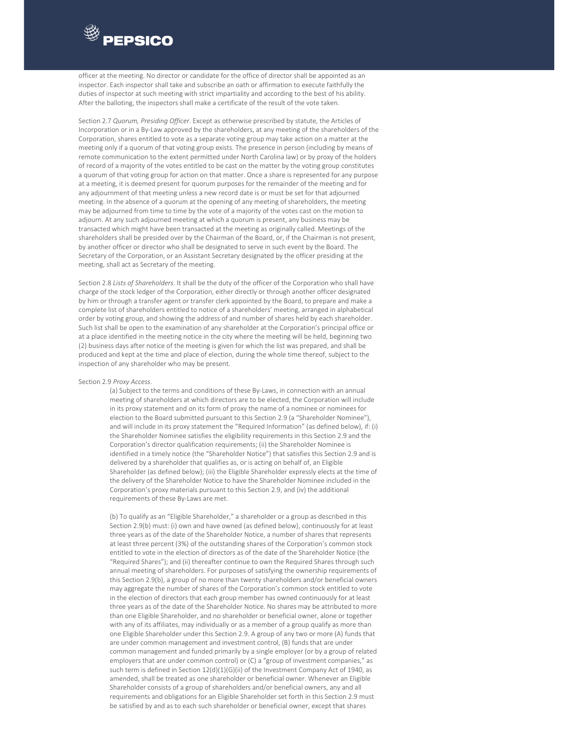officer at the meeting. No director or candidate for the office of director shall be appointed as an inspector. Each inspector shall take and subscribe an oath or affirmation to execute faithfully the duties of inspector at such meeting with strict impartiality and according to the best of his ability. After the balloting, the inspectors shall make a certificate of the result of the vote taken.

Section 2.7 *Quorum, Presiding Officer*. Except as otherwise prescribed by statute, the Articles of Incorporation or in a By-Law approved by the shareholders, at any meeting of the shareholders of the Corporation, shares entitled to vote as a separate voting group may take action on a matter at the meeting only if a quorum of that voting group exists. The presence in person (including by means of remote communication to the extent permitted under North Carolina law) or by proxy of the holders of record of a majority of the votes entitled to be cast on the matter by the voting group constitutes a quorum of that voting group for action on that matter. Once a share is represented for any purpose at a meeting, it is deemed present for quorum purposes for the remainder of the meeting and for any adjournment of that meeting unless a new record date is or must be set for that adjourned meeting. In the absence of a quorum at the opening of any meeting of shareholders, the meeting may be adjourned from time to time by the vote of a majority of the votes cast on the motion to adjourn. At any such adjourned meeting at which a quorum is present, any business may be transacted which might have been transacted at the meeting as originally called. Meetings of the shareholders shall be presided over by the Chairman of the Board, or, if the Chairman is not present, by another officer or director who shall be designated to serve in such event by the Board. The Secretary of the Corporation, or an Assistant Secretary designated by the officer presiding at the meeting, shall act as Secretary of the meeting.

Section 2.8 *Lists of Shareholders*. It shall be the duty of the officer of the Corporation who shall have charge of the stock ledger of the Corporation, either directly or through another officer designated by him or through a transfer agent or transfer clerk appointed by the Board, to prepare and make a complete list of shareholders entitled to notice of a shareholders' meeting, arranged in alphabetical order by voting group, and showing the address of and number of shares held by each shareholder. Such list shall be open to the examination of any shareholder at the Corporation's principal office or at a place identified in the meeting notice in the city where the meeting will be held, beginning two (2) business days after notice of the meeting is given for which the list was prepared, and shall be produced and kept at the time and place of election, during the whole time thereof, subject to the inspection of any shareholder who may be present.

Section 2.9 *Proxy Access*.

(a) Subject to the terms and conditions of these By-Laws, in connection with an annual meeting of shareholders at which directors are to be elected, the Corporation will include in its proxy statement and on its form of proxy the name of a nominee or nominees for election to the Board submitted pursuant to this Section 2.9 (a "Shareholder Nominee"), and will include in its proxy statement the "Required Information" (as defined below), if: (i) the Shareholder Nominee satisfies the eligibility requirements in this Section 2.9 and the Corporation's director qualification requirements; (ii) the Shareholder Nominee is identified in a timely notice (the "Shareholder Notice") that satisfies this Section 2.9 and is delivered by a shareholder that qualifies as, or is acting on behalf of, an Eligible Shareholder (as defined below); (iii) the Eligible Shareholder expressly elects at the time of the delivery of the Shareholder Notice to have the Shareholder Nominee included in the Corporation's proxy materials pursuant to this Section 2.9, and (iv) the additional requirements of these By-Laws are met.

(b) To qualify as an "Eligible Shareholder," a shareholder or a group as described in this Section 2.9(b) must: (i) own and have owned (as defined below), continuously for at least three years as of the date of the Shareholder Notice, a number of shares that represents at least three percent (3%) of the outstanding shares of the Corporation's common stock entitled to vote in the election of directors as of the date of the Shareholder Notice (the "Required Shares"); and (ii) thereafter continue to own the Required Shares through such annual meeting of shareholders. For purposes of satisfying the ownership requirements of this Section 2.9(b), a group of no more than twenty shareholders and/or beneficial owners may aggregate the number of shares of the Corporation's common stock entitled to vote in the election of directors that each group member has owned continuously for at least three years as of the date of the Shareholder Notice. No shares may be attributed to more than one Eligible Shareholder, and no shareholder or beneficial owner, alone or together with any of its affiliates, may individually or as a member of a group qualify as more than one Eligible Shareholder under this Section 2.9. A group of any two or more (A) funds that are under common management and investment control, (B) funds that are under common management and funded primarily by a single employer (or by a group of related employers that are under common control) or (C) a "group of investment companies," as such term is defined in Section 12(d)(1)(G)(ii) of the Investment Company Act of 1940, as amended, shall be treated as one shareholder or beneficial owner. Whenever an Eligible Shareholder consists of a group of shareholders and/or beneficial owners, any and all requirements and obligations for an Eligible Shareholder set forth in this Section 2.9 must be satisfied by and as to each such shareholder or beneficial owner, except that shares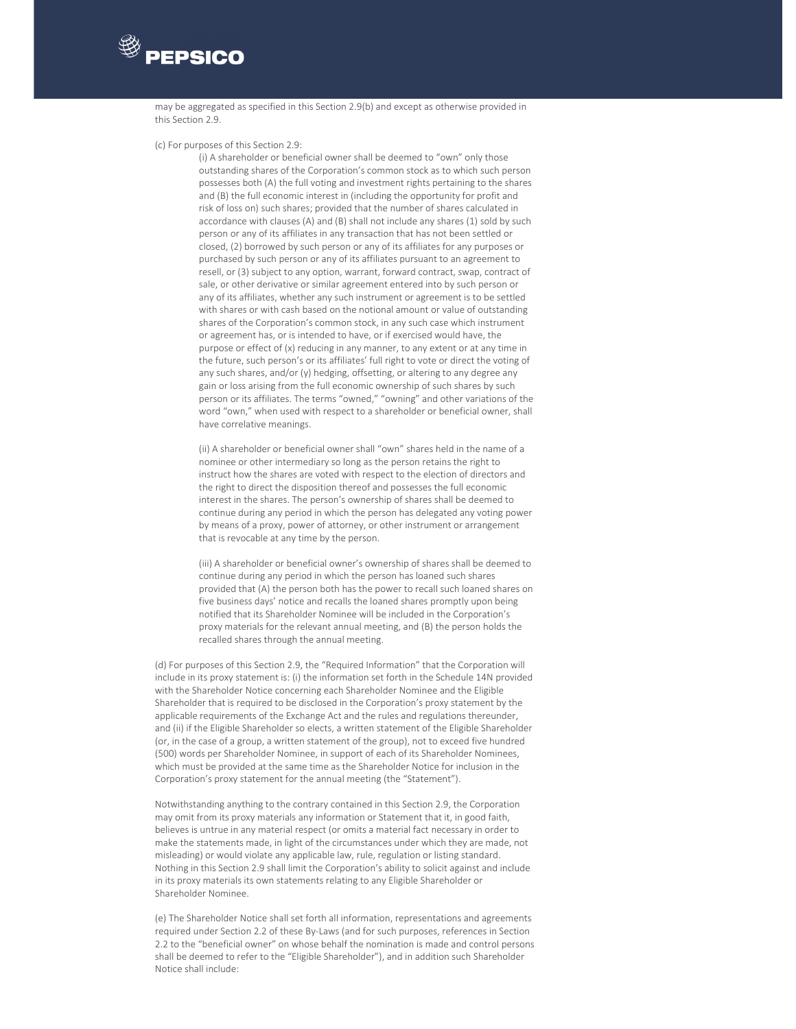may be aggregated as specified in this Section 2.9(b) and except as otherwise provided in this Section 2.9.

(c) For purposes of this Section 2.9:

(i) A shareholder or beneficial owner shall be deemed to "own" only those outstanding shares of the Corporation's common stock as to which such person possesses both (A) the full voting and investment rights pertaining to the shares and (B) the full economic interest in (including the opportunity for profit and risk of loss on) such shares; provided that the number of shares calculated in accordance with clauses (A) and (B) shall not include any shares (1) sold by such person or any of its affiliates in any transaction that has not been settled or closed, (2) borrowed by such person or any of its affiliates for any purposes or purchased by such person or any of its affiliates pursuant to an agreement to resell, or (3) subject to any option, warrant, forward contract, swap, contract of sale, or other derivative or similar agreement entered into by such person or any of its affiliates, whether any such instrument or agreement is to be settled with shares or with cash based on the notional amount or value of outstanding shares of the Corporation's common stock, in any such case which instrument or agreement has, or is intended to have, or if exercised would have, the purpose or effect of (x) reducing in any manner, to any extent or at any time in the future, such person's or its affiliates' full right to vote or direct the voting of any such shares, and/or (y) hedging, offsetting, or altering to any degree any gain or loss arising from the full economic ownership of such shares by such person or its affiliates. The terms "owned," "owning" and other variations of the word "own," when used with respect to a shareholder or beneficial owner, shall have correlative meanings.

(ii) A shareholder or beneficial owner shall "own" shares held in the name of a nominee or other intermediary so long as the person retains the right to instruct how the shares are voted with respect to the election of directors and the right to direct the disposition thereof and possesses the full economic interest in the shares. The person's ownership of shares shall be deemed to continue during any period in which the person has delegated any voting power by means of a proxy, power of attorney, or other instrument or arrangement that is revocable at any time by the person.

(iii) A shareholder or beneficial owner's ownership of shares shall be deemed to continue during any period in which the person has loaned such shares provided that (A) the person both has the power to recall such loaned shares on five business days' notice and recalls the loaned shares promptly upon being notified that its Shareholder Nominee will be included in the Corporation's proxy materials for the relevant annual meeting, and (B) the person holds the recalled shares through the annual meeting.

(d) For purposes of this Section 2.9, the "Required Information" that the Corporation will include in its proxy statement is: (i) the information set forth in the Schedule 14N provided with the Shareholder Notice concerning each Shareholder Nominee and the Eligible Shareholder that is required to be disclosed in the Corporation's proxy statement by the applicable requirements of the Exchange Act and the rules and regulations thereunder, and (ii) if the Eligible Shareholder so elects, a written statement of the Eligible Shareholder (or, in the case of a group, a written statement of the group), not to exceed five hundred (500) words per Shareholder Nominee, in support of each of its Shareholder Nominees, which must be provided at the same time as the Shareholder Notice for inclusion in the Corporation's proxy statement for the annual meeting (the "Statement").

Notwithstanding anything to the contrary contained in this Section 2.9, the Corporation may omit from its proxy materials any information or Statement that it, in good faith, believes is untrue in any material respect (or omits a material fact necessary in order to make the statements made, in light of the circumstances under which they are made, not misleading) or would violate any applicable law, rule, regulation or listing standard. Nothing in this Section 2.9 shall limit the Corporation's ability to solicit against and include in its proxy materials its own statements relating to any Eligible Shareholder or Shareholder Nominee.

(e) The Shareholder Notice shall set forth all information, representations and agreements required under Section 2.2 of these By-Laws (and for such purposes, references in Section 2.2 to the "beneficial owner" on whose behalf the nomination is made and control persons shall be deemed to refer to the "Eligible Shareholder"), and in addition such Shareholder Notice shall include: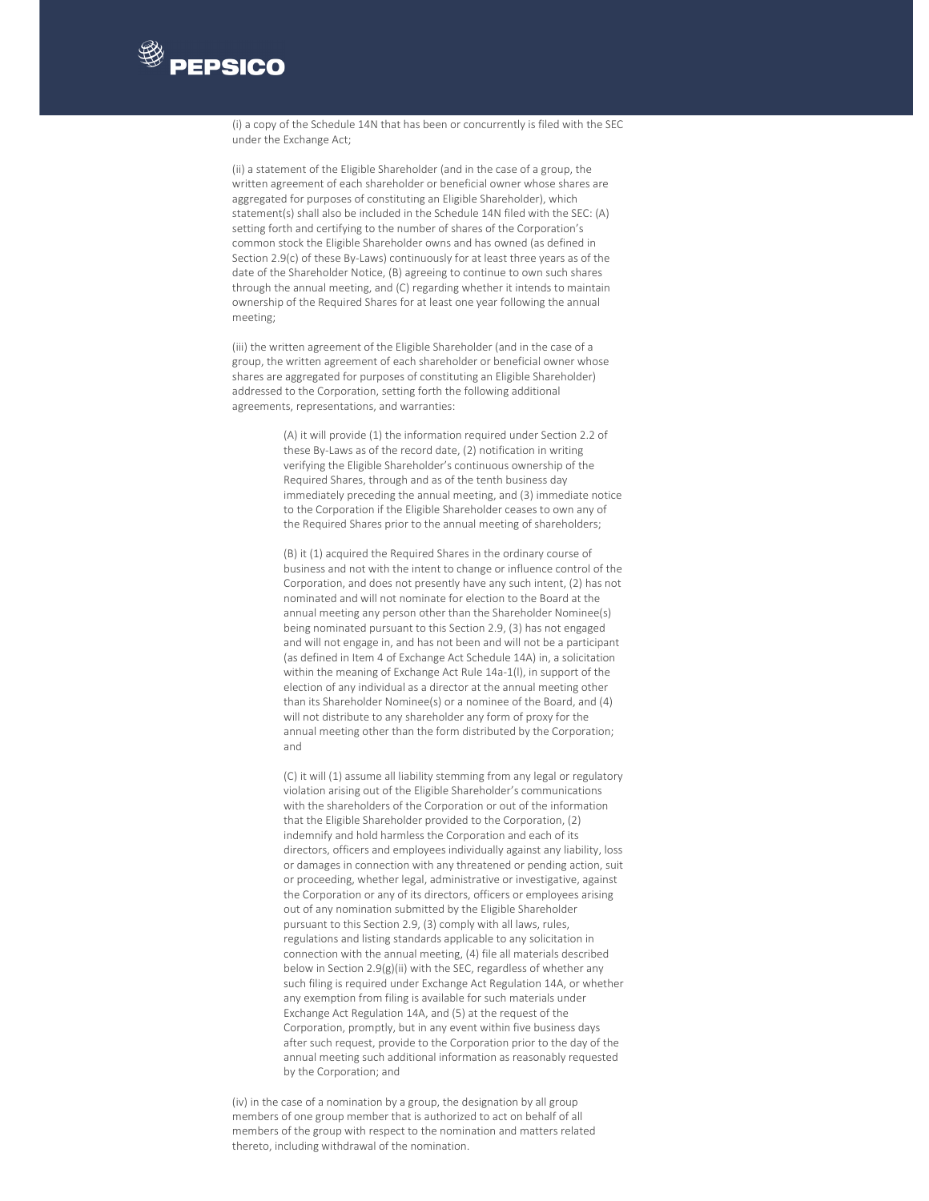(i) a copy of the Schedule 14N that has been or concurrently is filed with the SEC under the Exchange Act;

(ii) a statement of the Eligible Shareholder (and in the case of a group, the written agreement of each shareholder or beneficial owner whose shares are aggregated for purposes of constituting an Eligible Shareholder), which statement(s) shall also be included in the Schedule 14N filed with the SEC: (A) setting forth and certifying to the number of shares of the Corporation's common stock the Eligible Shareholder owns and has owned (as defined in Section 2.9(c) of these By-Laws) continuously for at least three years as of the date of the Shareholder Notice, (B) agreeing to continue to own such shares through the annual meeting, and (C) regarding whether it intends to maintain ownership of the Required Shares for at least one year following the annual meeting;

(iii) the written agreement of the Eligible Shareholder (and in the case of a group, the written agreement of each shareholder or beneficial owner whose shares are aggregated for purposes of constituting an Eligible Shareholder) addressed to the Corporation, setting forth the following additional agreements, representations, and warranties:

> (A) it will provide (1) the information required under Section 2.2 of these By-Laws as of the record date, (2) notification in writing verifying the Eligible Shareholder's continuous ownership of the Required Shares, through and as of the tenth business day immediately preceding the annual meeting, and (3) immediate notice to the Corporation if the Eligible Shareholder ceases to own any of the Required Shares prior to the annual meeting of shareholders;
>
> (B) it (1) acquired the Required Shares in the ordinary course of business and not with the intent to change or influence control of the Corporation, and does not presently have any such intent, (2) has not nominated and will not nominate for election to the Board at the annual meeting any person other than the Shareholder Nominee(s) being nominated pursuant to this Section 2.9, (3) has not engaged and will not engage in, and has not been and will not be a participant (as defined in Item 4 of Exchange Act Schedule 14A) in, a solicitation within the meaning of Exchange Act Rule 14a-1(l), in support of the election of any individual as a director at the annual meeting other than its Shareholder Nominee(s) or a nominee of the Board, and (4) will not distribute to any shareholder any form of proxy for the annual meeting other than the form distributed by the Corporation; and
>
> (C) it will (1) assume all liability stemming from any legal or regulatory violation arising out of the Eligible Shareholder's communications with the shareholders of the Corporation or out of the information that the Eligible Shareholder provided to the Corporation, (2) indemnify and hold harmless the Corporation and each of its directors, officers and employees individually against any liability, loss or damages in connection with any threatened or pending action, suit or proceeding, whether legal, administrative or investigative, against the Corporation or any of its directors, officers or employees arising out of any nomination submitted by the Eligible Shareholder pursuant to this Section 2.9, (3) comply with all laws, rules, regulations and listing standards applicable to any solicitation in connection with the annual meeting, (4) file all materials described below in Section 2.9(g)(ii) with the SEC, regardless of whether any such filing is required under Exchange Act Regulation 14A, or whether any exemption from filing is available for such materials under Exchange Act Regulation 14A, and (5) at the request of the Corporation, promptly, but in any event within five business days after such request, provide to the Corporation prior to the day of the annual meeting such additional information as reasonably requested by the Corporation; and

(iv) in the case of a nomination by a group, the designation by all group members of one group member that is authorized to act on behalf of all members of the group with respect to the nomination and matters related thereto, including withdrawal of the nomination.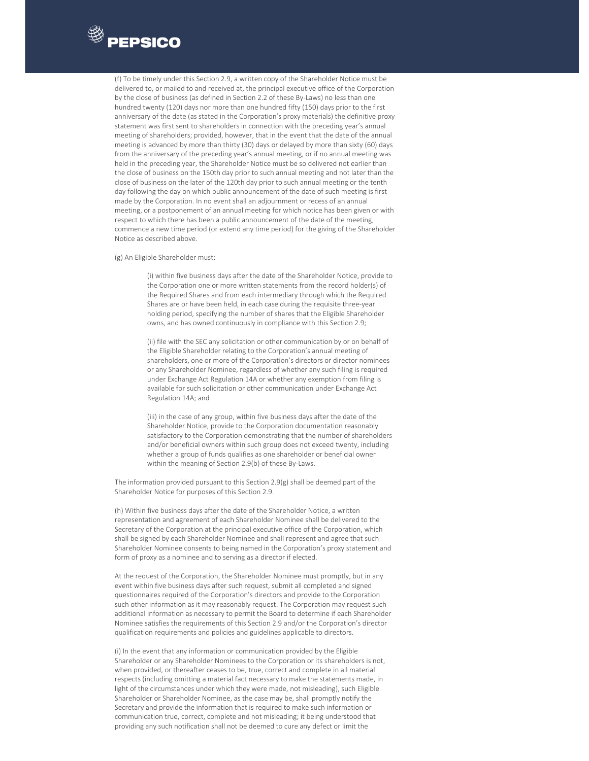(f) To be timely under this Section 2.9, a written copy of the Shareholder Notice must be delivered to, or mailed to and received at, the principal executive office of the Corporation by the close of business (as defined in Section 2.2 of these By-Laws) no less than one hundred twenty (120) days nor more than one hundred fifty (150) days prior to the first anniversary of the date (as stated in the Corporation's proxy materials) the definitive proxy statement was first sent to shareholders in connection with the preceding year's annual meeting of shareholders; provided, however, that in the event that the date of the annual meeting is advanced by more than thirty (30) days or delayed by more than sixty (60) days from the anniversary of the preceding year's annual meeting, or if no annual meeting was held in the preceding year, the Shareholder Notice must be so delivered not earlier than the close of business on the 150th day prior to such annual meeting and not later than the close of business on the later of the 120th day prior to such annual meeting or the tenth day following the day on which public announcement of the date of such meeting is first made by the Corporation. In no event shall an adjournment or recess of an annual meeting, or a postponement of an annual meeting for which notice has been given or with respect to which there has been a public announcement of the date of the meeting, commence a new time period (or extend any time period) for the giving of the Shareholder Notice as described above.

(g) An Eligible Shareholder must:

> (i) within five business days after the date of the Shareholder Notice, provide to the Corporation one or more written statements from the record holder(s) of the Required Shares and from each intermediary through which the Required Shares are or have been held, in each case during the requisite three-year holding period, specifying the number of shares that the Eligible Shareholder owns, and has owned continuously in compliance with this Section 2.9;
>
> (ii) file with the SEC any solicitation or other communication by or on behalf of the Eligible Shareholder relating to the Corporation's annual meeting of shareholders, one or more of the Corporation's directors or director nominees or any Shareholder Nominee, regardless of whether any such filing is required under Exchange Act Regulation 14A or whether any exemption from filing is available for such solicitation or other communication under Exchange Act Regulation 14A; and
>
> (iii) in the case of any group, within five business days after the date of the Shareholder Notice, provide to the Corporation documentation reasonably satisfactory to the Corporation demonstrating that the number of shareholders and/or beneficial owners within such group does not exceed twenty, including whether a group of funds qualifies as one shareholder or beneficial owner within the meaning of Section 2.9(b) of these By-Laws.

The information provided pursuant to this Section 2.9(g) shall be deemed part of the Shareholder Notice for purposes of this Section 2.9.

(h) Within five business days after the date of the Shareholder Notice, a written representation and agreement of each Shareholder Nominee shall be delivered to the Secretary of the Corporation at the principal executive office of the Corporation, which shall be signed by each Shareholder Nominee and shall represent and agree that such Shareholder Nominee consents to being named in the Corporation's proxy statement and form of proxy as a nominee and to serving as a director if elected.

At the request of the Corporation, the Shareholder Nominee must promptly, but in any event within five business days after such request, submit all completed and signed questionnaires required of the Corporation's directors and provide to the Corporation such other information as it may reasonably request. The Corporation may request such additional information as necessary to permit the Board to determine if each Shareholder Nominee satisfies the requirements of this Section 2.9 and/or the Corporation's director qualification requirements and policies and guidelines applicable to directors.

(i) In the event that any information or communication provided by the Eligible Shareholder or any Shareholder Nominees to the Corporation or its shareholders is not, when provided, or thereafter ceases to be, true, correct and complete in all material respects (including omitting a material fact necessary to make the statements made, in light of the circumstances under which they were made, not misleading), such Eligible Shareholder or Shareholder Nominee, as the case may be, shall promptly notify the Secretary and provide the information that is required to make such information or communication true, correct, complete and not misleading; it being understood that providing any such notification shall not be deemed to cure any defect or limit the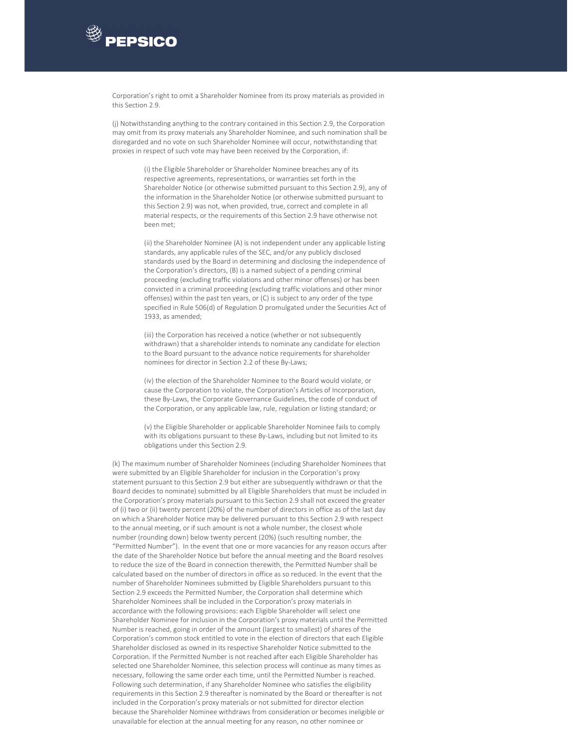Corporation's right to omit a Shareholder Nominee from its proxy materials as provided in this Section 2.9.

(j) Notwithstanding anything to the contrary contained in this Section 2.9, the Corporation may omit from its proxy materials any Shareholder Nominee, and such nomination shall be disregarded and no vote on such Shareholder Nominee will occur, notwithstanding that proxies in respect of such vote may have been received by the Corporation, if:

> (i) the Eligible Shareholder or Shareholder Nominee breaches any of its respective agreements, representations, or warranties set forth in the Shareholder Notice (or otherwise submitted pursuant to this Section 2.9), any of the information in the Shareholder Notice (or otherwise submitted pursuant to this Section 2.9) was not, when provided, true, correct and complete in all material respects, or the requirements of this Section 2.9 have otherwise not been met;
>
> (ii) the Shareholder Nominee (A) is not independent under any applicable listing standards, any applicable rules of the SEC, and/or any publicly disclosed standards used by the Board in determining and disclosing the independence of the Corporation's directors, (B) is a named subject of a pending criminal proceeding (excluding traffic violations and other minor offenses) or has been convicted in a criminal proceeding (excluding traffic violations and other minor offenses) within the past ten years, or (C) is subject to any order of the type specified in Rule 506(d) of Regulation D promulgated under the Securities Act of 1933, as amended;
>
> (iii) the Corporation has received a notice (whether or not subsequently withdrawn) that a shareholder intends to nominate any candidate for election to the Board pursuant to the advance notice requirements for shareholder nominees for director in Section 2.2 of these By-Laws;
>
> (iv) the election of the Shareholder Nominee to the Board would violate, or cause the Corporation to violate, the Corporation's Articles of Incorporation, these By-Laws, the Corporate Governance Guidelines, the code of conduct of the Corporation, or any applicable law, rule, regulation or listing standard; or
>
> (v) the Eligible Shareholder or applicable Shareholder Nominee fails to comply with its obligations pursuant to these By-Laws, including but not limited to its obligations under this Section 2.9.

(k) The maximum number of Shareholder Nominees (including Shareholder Nominees that were submitted by an Eligible Shareholder for inclusion in the Corporation's proxy statement pursuant to this Section 2.9 but either are subsequently withdrawn or that the Board decides to nominate) submitted by all Eligible Shareholders that must be included in the Corporation's proxy materials pursuant to this Section 2.9 shall not exceed the greater of (i) two or (ii) twenty percent (20%) of the number of directors in office as of the last day on which a Shareholder Notice may be delivered pursuant to this Section 2.9 with respect to the annual meeting, or if such amount is not a whole number, the closest whole number (rounding down) below twenty percent (20%) (such resulting number, the "Permitted Number"). In the event that one or more vacancies for any reason occurs after the date of the Shareholder Notice but before the annual meeting and the Board resolves to reduce the size of the Board in connection therewith, the Permitted Number shall be calculated based on the number of directors in office as so reduced. In the event that the number of Shareholder Nominees submitted by Eligible Shareholders pursuant to this Section 2.9 exceeds the Permitted Number, the Corporation shall determine which Shareholder Nominees shall be included in the Corporation's proxy materials in accordance with the following provisions: each Eligible Shareholder will select one Shareholder Nominee for inclusion in the Corporation's proxy materials until the Permitted Number is reached, going in order of the amount (largest to smallest) of shares of the Corporation's common stock entitled to vote in the election of directors that each Eligible Shareholder disclosed as owned in its respective Shareholder Notice submitted to the Corporation. If the Permitted Number is not reached after each Eligible Shareholder has selected one Shareholder Nominee, this selection process will continue as many times as necessary, following the same order each time, until the Permitted Number is reached. Following such determination, if any Shareholder Nominee who satisfies the eligibility requirements in this Section 2.9 thereafter is nominated by the Board or thereafter is not included in the Corporation's proxy materials or not submitted for director election because the Shareholder Nominee withdraws from consideration or becomes ineligible or unavailable for election at the annual meeting for any reason, no other nominee or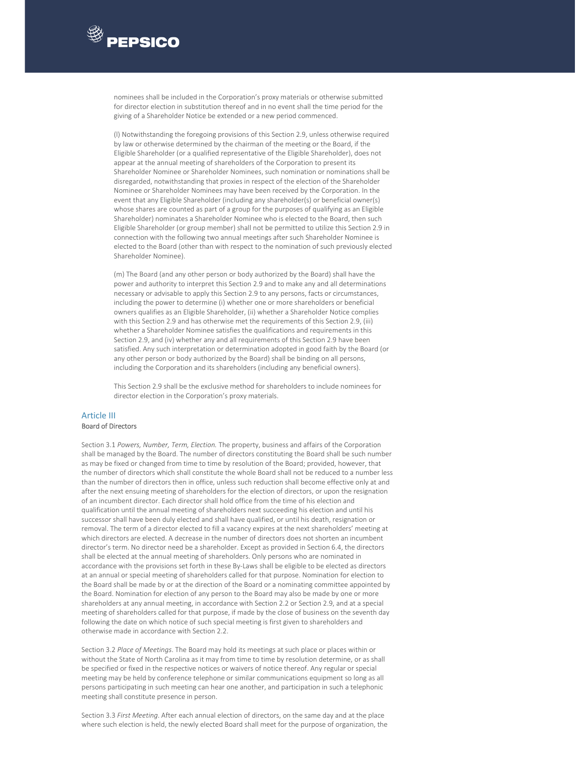nominees shall be included in the Corporation's proxy materials or otherwise submitted for director election in substitution thereof and in no event shall the time period for the giving of a Shareholder Notice be extended or a new period commenced.

(l) Notwithstanding the foregoing provisions of this Section 2.9, unless otherwise required by law or otherwise determined by the chairman of the meeting or the Board, if the Eligible Shareholder (or a qualified representative of the Eligible Shareholder), does not appear at the annual meeting of shareholders of the Corporation to present its Shareholder Nominee or Shareholder Nominees, such nomination or nominations shall be disregarded, notwithstanding that proxies in respect of the election of the Shareholder Nominee or Shareholder Nominees may have been received by the Corporation. In the event that any Eligible Shareholder (including any shareholder(s) or beneficial owner(s) whose shares are counted as part of a group for the purposes of qualifying as an Eligible Shareholder) nominates a Shareholder Nominee who is elected to the Board, then such Eligible Shareholder (or group member) shall not be permitted to utilize this Section 2.9 in connection with the following two annual meetings after such Shareholder Nominee is elected to the Board (other than with respect to the nomination of such previously elected Shareholder Nominee).

(m) The Board (and any other person or body authorized by the Board) shall have the power and authority to interpret this Section 2.9 and to make any and all determinations necessary or advisable to apply this Section 2.9 to any persons, facts or circumstances, including the power to determine (i) whether one or more shareholders or beneficial owners qualifies as an Eligible Shareholder, (ii) whether a Shareholder Notice complies with this Section 2.9 and has otherwise met the requirements of this Section 2.9, (iii) whether a Shareholder Nominee satisfies the qualifications and requirements in this Section 2.9, and (iv) whether any and all requirements of this Section 2.9 have been satisfied. Any such interpretation or determination adopted in good faith by the Board (or any other person or body authorized by the Board) shall be binding on all persons, including the Corporation and its shareholders (including any beneficial owners).

This Section 2.9 shall be the exclusive method for shareholders to include nominees for director election in the Corporation's proxy materials.

## Article III

### Board of Directors

Section 3.1 *Powers, Number, Term, Election.* The property, business and affairs of the Corporation shall be managed by the Board. The number of directors constituting the Board shall be such number as may be fixed or changed from time to time by resolution of the Board; provided, however, that the number of directors which shall constitute the whole Board shall not be reduced to a number less than the number of directors then in office, unless such reduction shall become effective only at and after the next ensuing meeting of shareholders for the election of directors, or upon the resignation of an incumbent director. Each director shall hold office from the time of his election and qualification until the annual meeting of shareholders next succeeding his election and until his successor shall have been duly elected and shall have qualified, or until his death, resignation or removal. The term of a director elected to fill a vacancy expires at the next shareholders' meeting at which directors are elected. A decrease in the number of directors does not shorten an incumbent director's term. No director need be a shareholder. Except as provided in Section 6.4, the directors shall be elected at the annual meeting of shareholders. Only persons who are nominated in accordance with the provisions set forth in these By-Laws shall be eligible to be elected as directors at an annual or special meeting of shareholders called for that purpose. Nomination for election to the Board shall be made by or at the direction of the Board or a nominating committee appointed by the Board. Nomination for election of any person to the Board may also be made by one or more shareholders at any annual meeting, in accordance with Section 2.2 or Section 2.9, and at a special meeting of shareholders called for that purpose, if made by the close of business on the seventh day following the date on which notice of such special meeting is first given to shareholders and otherwise made in accordance with Section 2.2.

Section 3.2 *Place of Meetings*. The Board may hold its meetings at such place or places within or without the State of North Carolina as it may from time to time by resolution determine, or as shall be specified or fixed in the respective notices or waivers of notice thereof. Any regular or special meeting may be held by conference telephone or similar communications equipment so long as all persons participating in such meeting can hear one another, and participation in such a telephonic meeting shall constitute presence in person.

Section 3.3 *First Meeting*. After each annual election of directors, on the same day and at the place where such election is held, the newly elected Board shall meet for the purpose of organization, the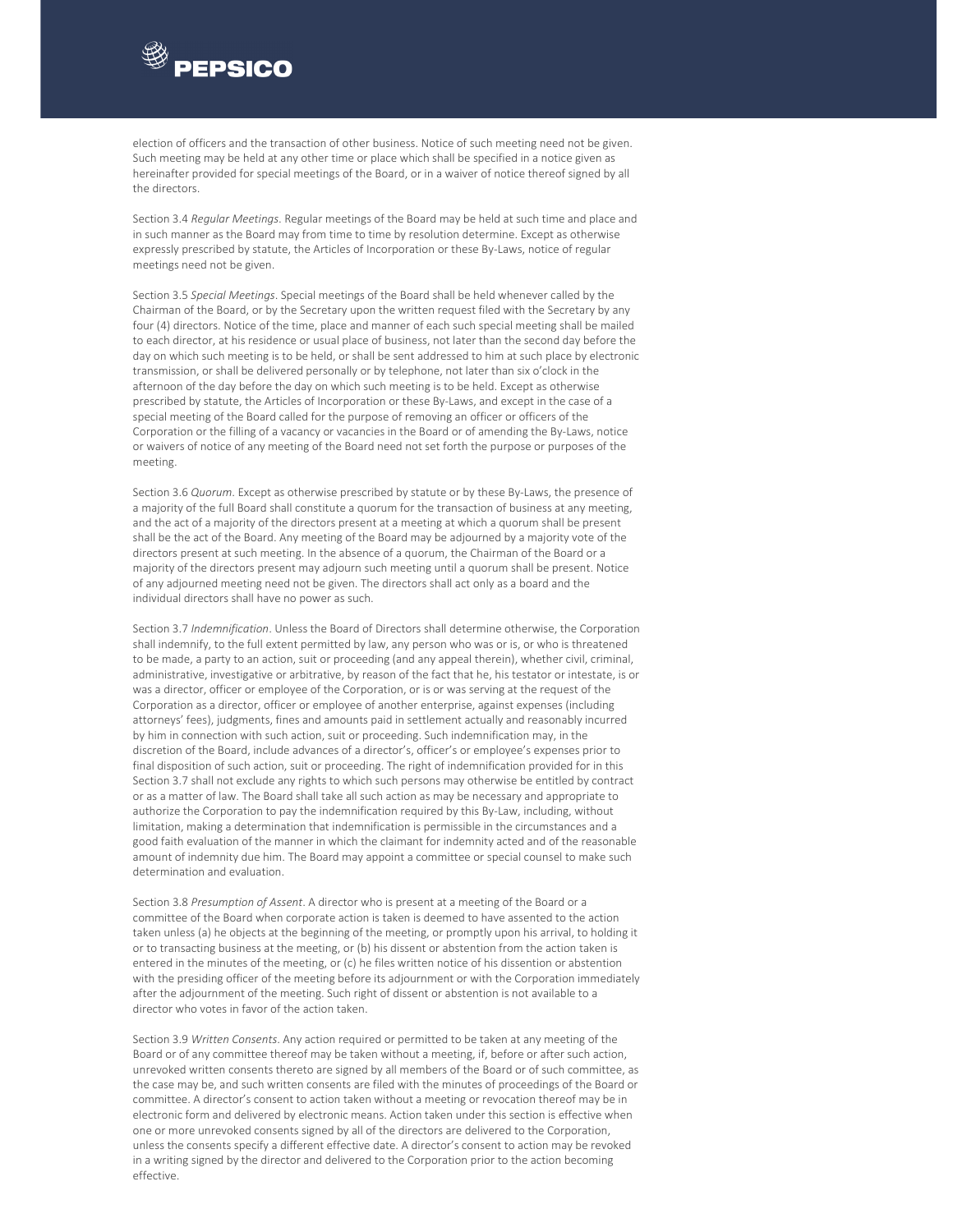election of officers and the transaction of other business. Notice of such meeting need not be given. Such meeting may be held at any other time or place which shall be specified in a notice given as hereinafter provided for special meetings of the Board, or in a waiver of notice thereof signed by all the directors.

Section 3.4 *Regular Meetings*. Regular meetings of the Board may be held at such time and place and in such manner as the Board may from time to time by resolution determine. Except as otherwise expressly prescribed by statute, the Articles of Incorporation or these By-Laws, notice of regular meetings need not be given.

Section 3.5 *Special Meetings*. Special meetings of the Board shall be held whenever called by the Chairman of the Board, or by the Secretary upon the written request filed with the Secretary by any four (4) directors. Notice of the time, place and manner of each such special meeting shall be mailed to each director, at his residence or usual place of business, not later than the second day before the day on which such meeting is to be held, or shall be sent addressed to him at such place by electronic transmission, or shall be delivered personally or by telephone, not later than six o'clock in the afternoon of the day before the day on which such meeting is to be held. Except as otherwise prescribed by statute, the Articles of Incorporation or these By-Laws, and except in the case of a special meeting of the Board called for the purpose of removing an officer or officers of the Corporation or the filling of a vacancy or vacancies in the Board or of amending the By-Laws, notice or waivers of notice of any meeting of the Board need not set forth the purpose or purposes of the meeting.

Section 3.6 *Quorum*. Except as otherwise prescribed by statute or by these By-Laws, the presence of a majority of the full Board shall constitute a quorum for the transaction of business at any meeting, and the act of a majority of the directors present at a meeting at which a quorum shall be present shall be the act of the Board. Any meeting of the Board may be adjourned by a majority vote of the directors present at such meeting. In the absence of a quorum, the Chairman of the Board or a majority of the directors present may adjourn such meeting until a quorum shall be present. Notice of any adjourned meeting need not be given. The directors shall act only as a board and the individual directors shall have no power as such.

Section 3.7 *Indemnification*. Unless the Board of Directors shall determine otherwise, the Corporation shall indemnify, to the full extent permitted by law, any person who was or is, or who is threatened to be made, a party to an action, suit or proceeding (and any appeal therein), whether civil, criminal, administrative, investigative or arbitrative, by reason of the fact that he, his testator or intestate, is or was a director, officer or employee of the Corporation, or is or was serving at the request of the Corporation as a director, officer or employee of another enterprise, against expenses (including attorneys' fees), judgments, fines and amounts paid in settlement actually and reasonably incurred by him in connection with such action, suit or proceeding. Such indemnification may, in the discretion of the Board, include advances of a director's, officer's or employee's expenses prior to final disposition of such action, suit or proceeding. The right of indemnification provided for in this Section 3.7 shall not exclude any rights to which such persons may otherwise be entitled by contract or as a matter of law. The Board shall take all such action as may be necessary and appropriate to authorize the Corporation to pay the indemnification required by this By-Law, including, without limitation, making a determination that indemnification is permissible in the circumstances and a good faith evaluation of the manner in which the claimant for indemnity acted and of the reasonable amount of indemnity due him. The Board may appoint a committee or special counsel to make such determination and evaluation.

Section 3.8 *Presumption of Assent*. A director who is present at a meeting of the Board or a committee of the Board when corporate action is taken is deemed to have assented to the action taken unless (a) he objects at the beginning of the meeting, or promptly upon his arrival, to holding it or to transacting business at the meeting, or (b) his dissent or abstention from the action taken is entered in the minutes of the meeting, or (c) he files written notice of his dissention or abstention with the presiding officer of the meeting before its adjournment or with the Corporation immediately after the adjournment of the meeting. Such right of dissent or abstention is not available to a director who votes in favor of the action taken.

Section 3.9 *Written Consents*. Any action required or permitted to be taken at any meeting of the Board or of any committee thereof may be taken without a meeting, if, before or after such action, unrevoked written consents thereto are signed by all members of the Board or of such committee, as the case may be, and such written consents are filed with the minutes of proceedings of the Board or committee. A director's consent to action taken without a meeting or revocation thereof may be in electronic form and delivered by electronic means. Action taken under this section is effective when one or more unrevoked consents signed by all of the directors are delivered to the Corporation, unless the consents specify a different effective date. A director's consent to action may be revoked in a writing signed by the director and delivered to the Corporation prior to the action becoming effective.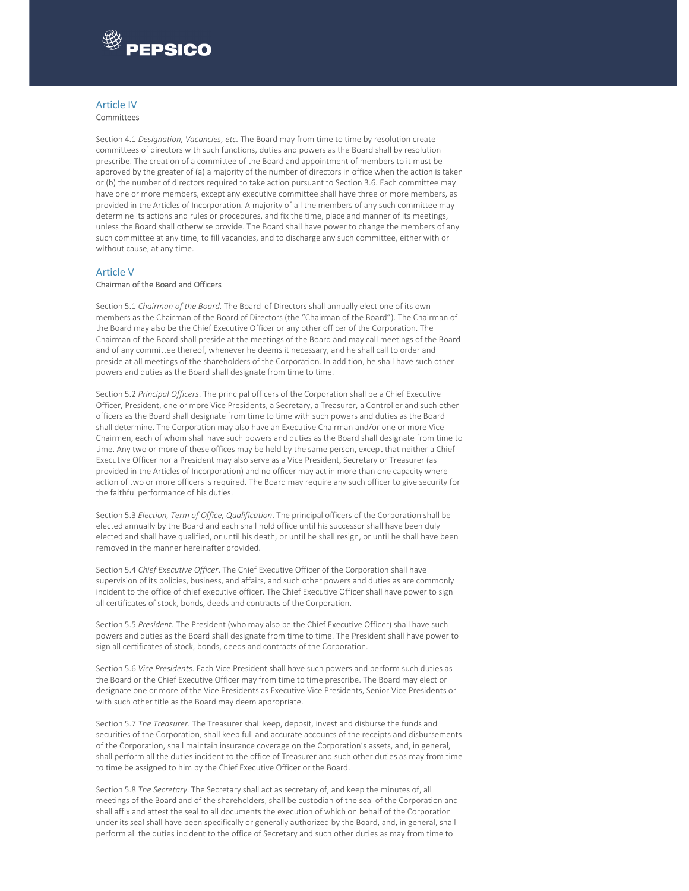## Article IV

### Committees

Section 4.1 *Designation, Vacancies, etc.* The Board may from time to time by resolution create committees of directors with such functions, duties and powers as the Board shall by resolution prescribe. The creation of a committee of the Board and appointment of members to it must be approved by the greater of (a) a majority of the number of directors in office when the action is taken or (b) the number of directors required to take action pursuant to Section 3.6. Each committee may have one or more members, except any executive committee shall have three or more members, as provided in the Articles of Incorporation. A majority of all the members of any such committee may determine its actions and rules or procedures, and fix the time, place and manner of its meetings, unless the Board shall otherwise provide. The Board shall have power to change the members of any such committee at any time, to fill vacancies, and to discharge any such committee, either with or without cause, at any time.

## Article V

### Chairman of the Board and Officers

Section 5.1 *Chairman of the Board.* The Board of Directors shall annually elect one of its own members as the Chairman of the Board of Directors (the "Chairman of the Board"). The Chairman of the Board may also be the Chief Executive Officer or any other officer of the Corporation. The Chairman of the Board shall preside at the meetings of the Board and may call meetings of the Board and of any committee thereof, whenever he deems it necessary, and he shall call to order and preside at all meetings of the shareholders of the Corporation. In addition, he shall have such other powers and duties as the Board shall designate from time to time.

Section 5.2 *Principal Officers*. The principal officers of the Corporation shall be a Chief Executive Officer, President, one or more Vice Presidents, a Secretary, a Treasurer, a Controller and such other officers as the Board shall designate from time to time with such powers and duties as the Board shall determine. The Corporation may also have an Executive Chairman and/or one or more Vice Chairmen, each of whom shall have such powers and duties as the Board shall designate from time to time. Any two or more of these offices may be held by the same person, except that neither a Chief Executive Officer nor a President may also serve as a Vice President, Secretary or Treasurer (as provided in the Articles of Incorporation) and no officer may act in more than one capacity where action of two or more officers is required. The Board may require any such officer to give security for the faithful performance of his duties.

Section 5.3 *Election, Term of Office, Qualification*. The principal officers of the Corporation shall be elected annually by the Board and each shall hold office until his successor shall have been duly elected and shall have qualified, or until his death, or until he shall resign, or until he shall have been removed in the manner hereinafter provided.

Section 5.4 *Chief Executive Officer*. The Chief Executive Officer of the Corporation shall have supervision of its policies, business, and affairs, and such other powers and duties as are commonly incident to the office of chief executive officer. The Chief Executive Officer shall have power to sign all certificates of stock, bonds, deeds and contracts of the Corporation.

Section 5.5 *President*. The President (who may also be the Chief Executive Officer) shall have such powers and duties as the Board shall designate from time to time. The President shall have power to sign all certificates of stock, bonds, deeds and contracts of the Corporation.

Section 5.6 *Vice Presidents*. Each Vice President shall have such powers and perform such duties as the Board or the Chief Executive Officer may from time to time prescribe. The Board may elect or designate one or more of the Vice Presidents as Executive Vice Presidents, Senior Vice Presidents or with such other title as the Board may deem appropriate.

Section 5.7 *The Treasurer*. The Treasurer shall keep, deposit, invest and disburse the funds and securities of the Corporation, shall keep full and accurate accounts of the receipts and disbursements of the Corporation, shall maintain insurance coverage on the Corporation's assets, and, in general, shall perform all the duties incident to the office of Treasurer and such other duties as may from time to time be assigned to him by the Chief Executive Officer or the Board.

Section 5.8 *The Secretary*. The Secretary shall act as secretary of, and keep the minutes of, all meetings of the Board and of the shareholders, shall be custodian of the seal of the Corporation and shall affix and attest the seal to all documents the execution of which on behalf of the Corporation under its seal shall have been specifically or generally authorized by the Board, and, in general, shall perform all the duties incident to the office of Secretary and such other duties as may from time to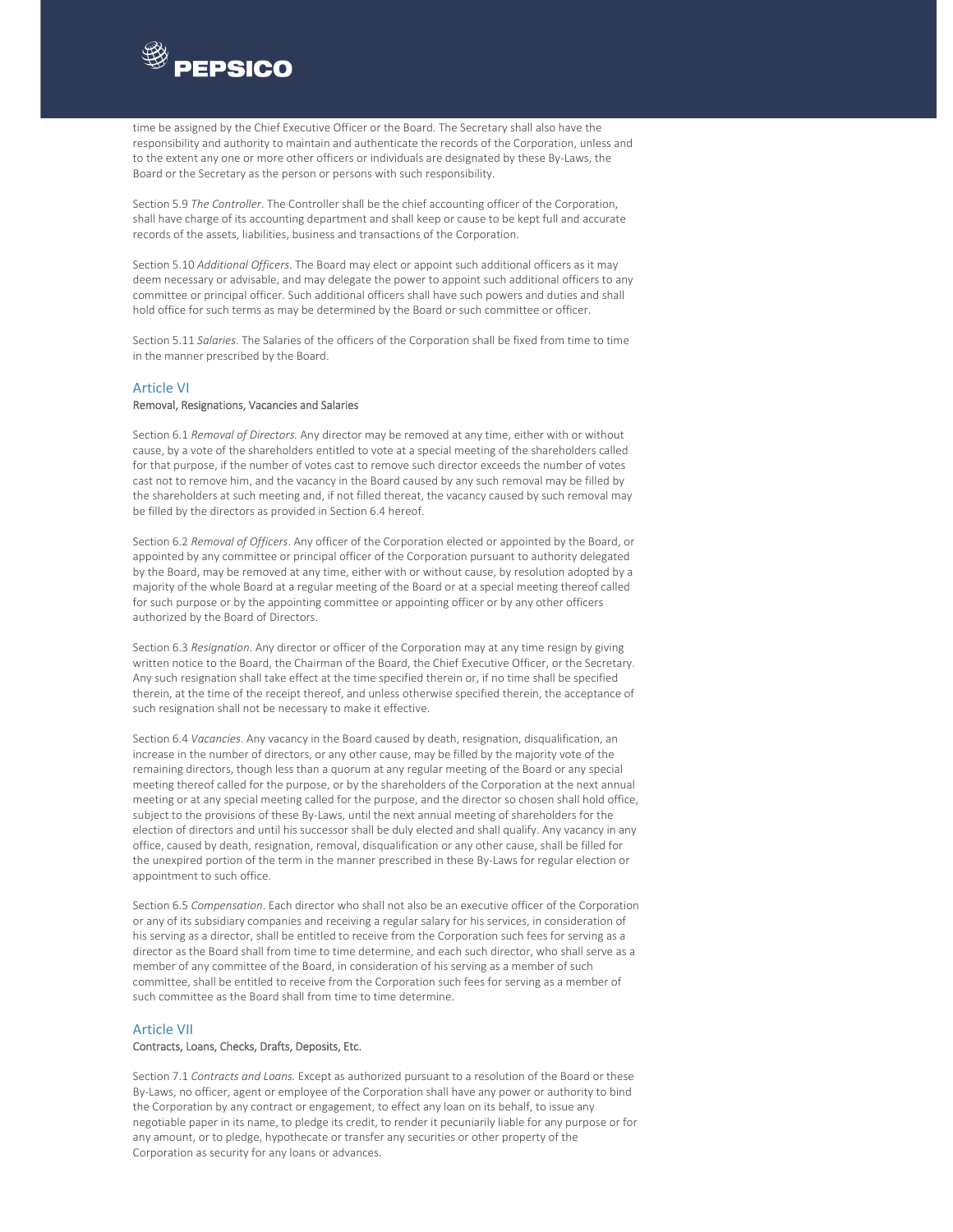time be assigned by the Chief Executive Officer or the Board. The Secretary shall also have the responsibility and authority to maintain and authenticate the records of the Corporation, unless and to the extent any one or more other officers or individuals are designated by these By-Laws, the Board or the Secretary as the person or persons with such responsibility.

Section 5.9 *The Controller*. The Controller shall be the chief accounting officer of the Corporation, shall have charge of its accounting department and shall keep or cause to be kept full and accurate records of the assets, liabilities, business and transactions of the Corporation.

Section 5.10 *Additional Officers*. The Board may elect or appoint such additional officers as it may deem necessary or advisable, and may delegate the power to appoint such additional officers to any committee or principal officer. Such additional officers shall have such powers and duties and shall hold office for such terms as may be determined by the Board or such committee or officer.

Section 5.11 *Salaries*. The Salaries of the officers of the Corporation shall be fixed from time to time in the manner prescribed by the Board.

## Article VI

**Removal, Resignations, Vacancies and Salaries**

Section 6.1 *Removal of Directors.* Any director may be removed at any time, either with or without cause, by a vote of the shareholders entitled to vote at a special meeting of the shareholders called for that purpose, if the number of votes cast to remove such director exceeds the number of votes cast not to remove him, and the vacancy in the Board caused by any such removal may be filled by the shareholders at such meeting and, if not filled thereat, the vacancy caused by such removal may be filled by the directors as provided in Section 6.4 hereof.

Section 6.2 *Removal of Officers*. Any officer of the Corporation elected or appointed by the Board, or appointed by any committee or principal officer of the Corporation pursuant to authority delegated by the Board, may be removed at any time, either with or without cause, by resolution adopted by a majority of the whole Board at a regular meeting of the Board or at a special meeting thereof called for such purpose or by the appointing committee or appointing officer or by any other officers authorized by the Board of Directors.

Section 6.3 *Resignation*. Any director or officer of the Corporation may at any time resign by giving written notice to the Board, the Chairman of the Board, the Chief Executive Officer, or the Secretary. Any such resignation shall take effect at the time specified therein or, if no time shall be specified therein, at the time of the receipt thereof, and unless otherwise specified therein, the acceptance of such resignation shall not be necessary to make it effective.

Section 6.4 *Vacancies*. Any vacancy in the Board caused by death, resignation, disqualification, an increase in the number of directors, or any other cause, may be filled by the majority vote of the remaining directors, though less than a quorum at any regular meeting of the Board or any special meeting thereof called for the purpose, or by the shareholders of the Corporation at the next annual meeting or at any special meeting called for the purpose, and the director so chosen shall hold office, subject to the provisions of these By-Laws, until the next annual meeting of shareholders for the election of directors and until his successor shall be duly elected and shall qualify. Any vacancy in any office, caused by death, resignation, removal, disqualification or any other cause, shall be filled for the unexpired portion of the term in the manner prescribed in these By-Laws for regular election or appointment to such office.

Section 6.5 *Compensation*. Each director who shall not also be an executive officer of the Corporation or any of its subsidiary companies and receiving a regular salary for his services, in consideration of his serving as a director, shall be entitled to receive from the Corporation such fees for serving as a director as the Board shall from time to time determine, and each such director, who shall serve as a member of any committee of the Board, in consideration of his serving as a member of such committee, shall be entitled to receive from the Corporation such fees for serving as a member of such committee as the Board shall from time to time determine.

## Article VII

**Contracts, Loans, Checks, Drafts, Deposits, Etc.**

Section 7.1 *Contracts and Loans.* Except as authorized pursuant to a resolution of the Board or these By-Laws, no officer, agent or employee of the Corporation shall have any power or authority to bind the Corporation by any contract or engagement, to effect any loan on its behalf, to issue any negotiable paper in its name, to pledge its credit, to render it pecuniarily liable for any purpose or for any amount, or to pledge, hypothecate or transfer any securities or other property of the Corporation as security for any loans or advances.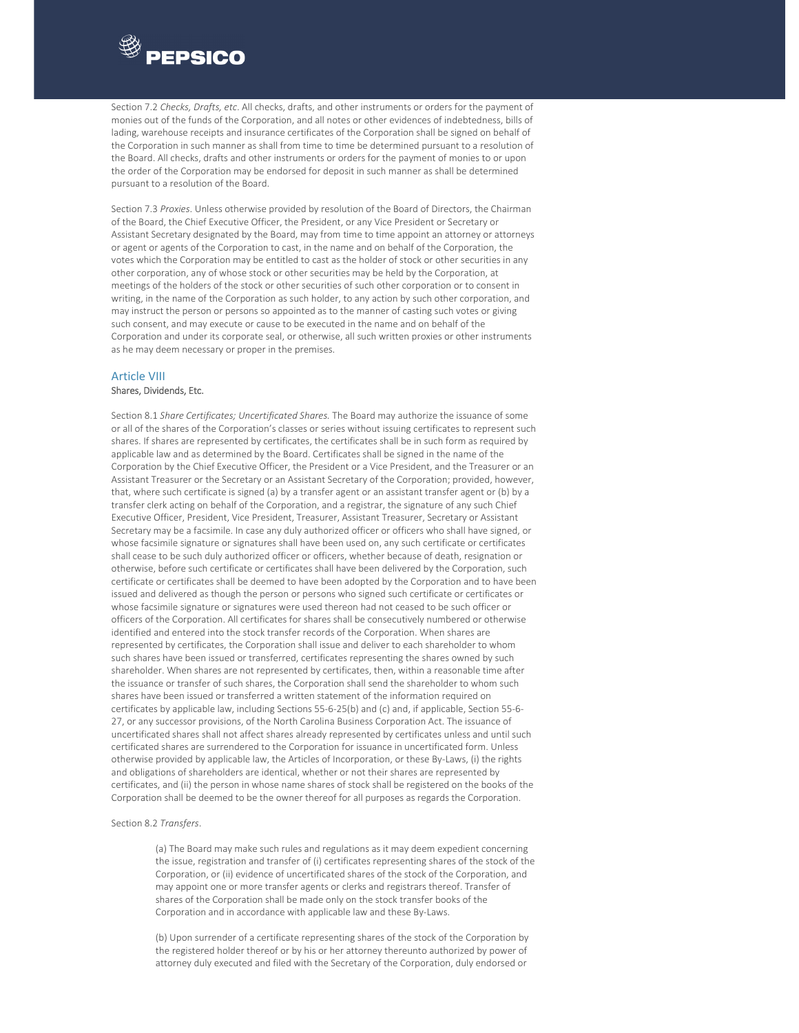Section 7.2 *Checks, Drafts, etc*. All checks, drafts, and other instruments or orders for the payment of monies out of the funds of the Corporation, and all notes or other evidences of indebtedness, bills of lading, warehouse receipts and insurance certificates of the Corporation shall be signed on behalf of the Corporation in such manner as shall from time to time be determined pursuant to a resolution of the Board. All checks, drafts and other instruments or orders for the payment of monies to or upon the order of the Corporation may be endorsed for deposit in such manner as shall be determined pursuant to a resolution of the Board.

Section 7.3 *Proxies*. Unless otherwise provided by resolution of the Board of Directors, the Chairman of the Board, the Chief Executive Officer, the President, or any Vice President or Secretary or Assistant Secretary designated by the Board, may from time to time appoint an attorney or attorneys or agent or agents of the Corporation to cast, in the name and on behalf of the Corporation, the votes which the Corporation may be entitled to cast as the holder of stock or other securities in any other corporation, any of whose stock or other securities may be held by the Corporation, at meetings of the holders of the stock or other securities of such other corporation or to consent in writing, in the name of the Corporation as such holder, to any action by such other corporation, and may instruct the person or persons so appointed as to the manner of casting such votes or giving such consent, and may execute or cause to be executed in the name and on behalf of the Corporation and under its corporate seal, or otherwise, all such written proxies or other instruments as he may deem necessary or proper in the premises.

## Article VIII

**Shares, Dividends, Etc.**

Section 8.1 *Share Certificates; Uncertificated Shares.* The Board may authorize the issuance of some or all of the shares of the Corporation's classes or series without issuing certificates to represent such shares. If shares are represented by certificates, the certificates shall be in such form as required by applicable law and as determined by the Board. Certificates shall be signed in the name of the Corporation by the Chief Executive Officer, the President or a Vice President, and the Treasurer or an Assistant Treasurer or the Secretary or an Assistant Secretary of the Corporation; provided, however, that, where such certificate is signed (a) by a transfer agent or an assistant transfer agent or (b) by a transfer clerk acting on behalf of the Corporation, and a registrar, the signature of any such Chief Executive Officer, President, Vice President, Treasurer, Assistant Treasurer, Secretary or Assistant Secretary may be a facsimile. In case any duly authorized officer or officers who shall have signed, or whose facsimile signature or signatures shall have been used on, any such certificate or certificates shall cease to be such duly authorized officer or officers, whether because of death, resignation or otherwise, before such certificate or certificates shall have been delivered by the Corporation, such certificate or certificates shall be deemed to have been adopted by the Corporation and to have been issued and delivered as though the person or persons who signed such certificate or certificates or whose facsimile signature or signatures were used thereon had not ceased to be such officer or officers of the Corporation. All certificates for shares shall be consecutively numbered or otherwise identified and entered into the stock transfer records of the Corporation. When shares are represented by certificates, the Corporation shall issue and deliver to each shareholder to whom such shares have been issued or transferred, certificates representing the shares owned by such shareholder. When shares are not represented by certificates, then, within a reasonable time after the issuance or transfer of such shares, the Corporation shall send the shareholder to whom such shares have been issued or transferred a written statement of the information required on certificates by applicable law, including Sections 55-6-25(b) and (c) and, if applicable, Section 55-6-27, or any successor provisions, of the North Carolina Business Corporation Act. The issuance of uncertificated shares shall not affect shares already represented by certificates unless and until such certificated shares are surrendered to the Corporation for issuance in uncertificated form. Unless otherwise provided by applicable law, the Articles of Incorporation, or these By-Laws, (i) the rights and obligations of shareholders are identical, whether or not their shares are represented by certificates, and (ii) the person in whose name shares of stock shall be registered on the books of the Corporation shall be deemed to be the owner thereof for all purposes as regards the Corporation.

Section 8.2 *Transfers*.

(a) The Board may make such rules and regulations as it may deem expedient concerning the issue, registration and transfer of (i) certificates representing shares of the stock of the Corporation, or (ii) evidence of uncertificated shares of the stock of the Corporation, and may appoint one or more transfer agents or clerks and registrars thereof. Transfer of shares of the Corporation shall be made only on the stock transfer books of the Corporation and in accordance with applicable law and these By-Laws.

(b) Upon surrender of a certificate representing shares of the stock of the Corporation by the registered holder thereof or by his or her attorney thereunto authorized by power of attorney duly executed and filed with the Secretary of the Corporation, duly endorsed or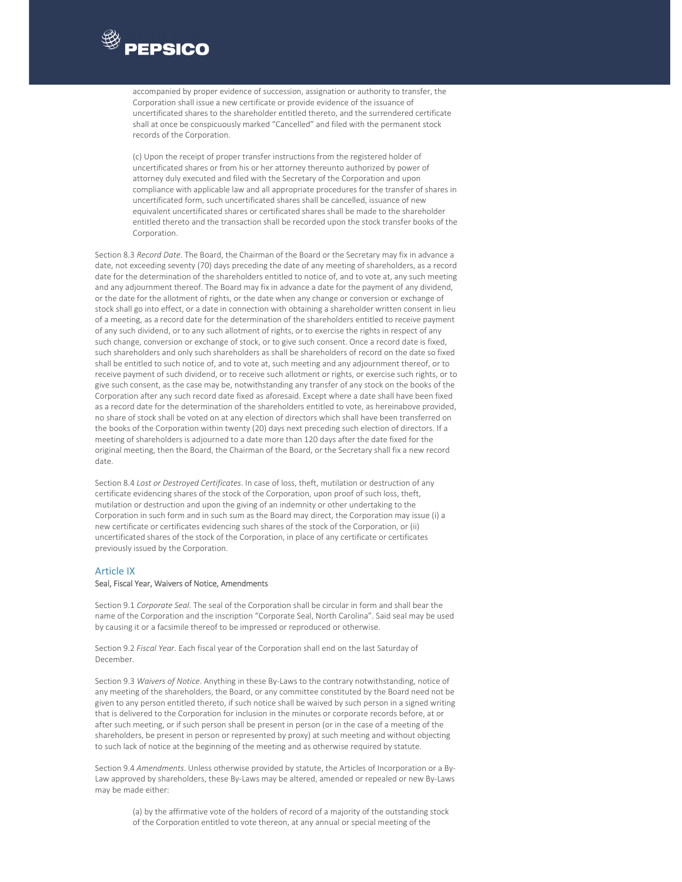accompanied by proper evidence of succession, assignation or authority to transfer, the Corporation shall issue a new certificate or provide evidence of the issuance of uncertificated shares to the shareholder entitled thereto, and the surrendered certificate shall at once be conspicuously marked "Cancelled" and filed with the permanent stock records of the Corporation.

(c) Upon the receipt of proper transfer instructions from the registered holder of uncertificated shares or from his or her attorney thereunto authorized by power of attorney duly executed and filed with the Secretary of the Corporation and upon compliance with applicable law and all appropriate procedures for the transfer of shares in uncertificated form, such uncertificated shares shall be cancelled, issuance of new equivalent uncertificated shares or certificated shares shall be made to the shareholder entitled thereto and the transaction shall be recorded upon the stock transfer books of the Corporation.

Section 8.3 *Record Date*. The Board, the Chairman of the Board or the Secretary may fix in advance a date, not exceeding seventy (70) days preceding the date of any meeting of shareholders, as a record date for the determination of the shareholders entitled to notice of, and to vote at, any such meeting and any adjournment thereof. The Board may fix in advance a date for the payment of any dividend, or the date for the allotment of rights, or the date when any change or conversion or exchange of stock shall go into effect, or a date in connection with obtaining a shareholder written consent in lieu of a meeting, as a record date for the determination of the shareholders entitled to receive payment of any such dividend, or to any such allotment of rights, or to exercise the rights in respect of any such change, conversion or exchange of stock, or to give such consent. Once a record date is fixed, such shareholders and only such shareholders as shall be shareholders of record on the date so fixed shall be entitled to such notice of, and to vote at, such meeting and any adjournment thereof, or to receive payment of such dividend, or to receive such allotment or rights, or exercise such rights, or to give such consent, as the case may be, notwithstanding any transfer of any stock on the books of the Corporation after any such record date fixed as aforesaid. Except where a date shall have been fixed as a record date for the determination of the shareholders entitled to vote, as hereinabove provided, no share of stock shall be voted on at any election of directors which shall have been transferred on the books of the Corporation within twenty (20) days next preceding such election of directors. If a meeting of shareholders is adjourned to a date more than 120 days after the date fixed for the original meeting, then the Board, the Chairman of the Board, or the Secretary shall fix a new record date.

Section 8.4 *Lost or Destroyed Certificates*. In case of loss, theft, mutilation or destruction of any certificate evidencing shares of the stock of the Corporation, upon proof of such loss, theft, mutilation or destruction and upon the giving of an indemnity or other undertaking to the Corporation in such form and in such sum as the Board may direct, the Corporation may issue (i) a new certificate or certificates evidencing such shares of the stock of the Corporation, or (ii) uncertificated shares of the stock of the Corporation, in place of any certificate or certificates previously issued by the Corporation.

## Article IX

**Seal, Fiscal Year, Waivers of Notice, Amendments**

Section 9.1 *Corporate Seal*. The seal of the Corporation shall be circular in form and shall bear the name of the Corporation and the inscription "Corporate Seal, North Carolina". Said seal may be used by causing it or a facsimile thereof to be impressed or reproduced or otherwise.

Section 9.2 *Fiscal Year*. Each fiscal year of the Corporation shall end on the last Saturday of December.

Section 9.3 *Waivers of Notice*. Anything in these By-Laws to the contrary notwithstanding, notice of any meeting of the shareholders, the Board, or any committee constituted by the Board need not be given to any person entitled thereto, if such notice shall be waived by such person in a signed writing that is delivered to the Corporation for inclusion in the minutes or corporate records before, at or after such meeting, or if such person shall be present in person (or in the case of a meeting of the shareholders, be present in person or represented by proxy) at such meeting and without objecting to such lack of notice at the beginning of the meeting and as otherwise required by statute.

Section 9.4 *Amendments*. Unless otherwise provided by statute, the Articles of Incorporation or a By-Law approved by shareholders, these By-Laws may be altered, amended or repealed or new By-Laws may be made either:

(a) by the affirmative vote of the holders of record of a majority of the outstanding stock of the Corporation entitled to vote thereon, at any annual or special meeting of the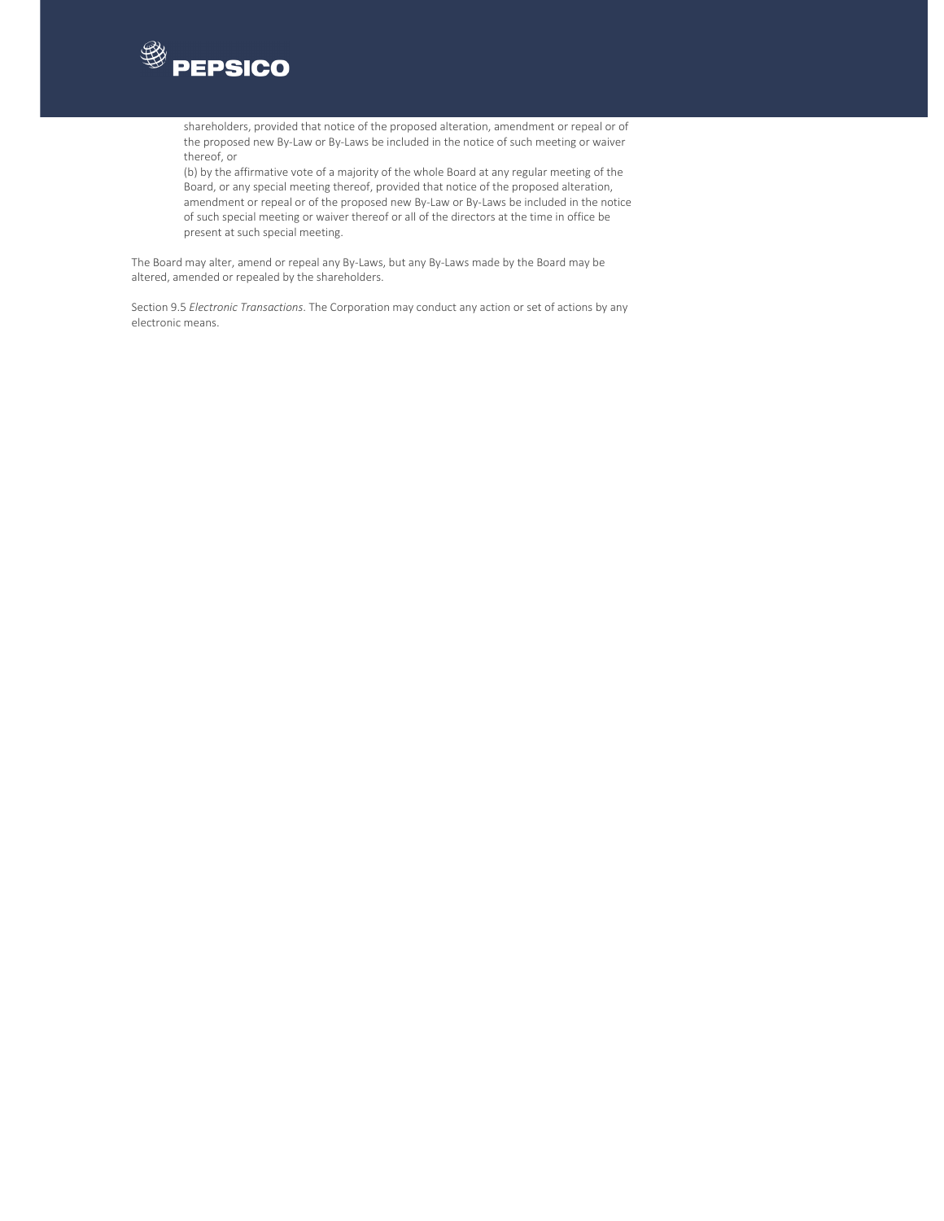shareholders, provided that notice of the proposed alteration, amendment or repeal or of the proposed new By-Law or By-Laws be included in the notice of such meeting or waiver thereof, or

(b) by the affirmative vote of a majority of the whole Board at any regular meeting of the Board, or any special meeting thereof, provided that notice of the proposed alteration, amendment or repeal or of the proposed new By-Law or By-Laws be included in the notice of such special meeting or waiver thereof or all of the directors at the time in office be present at such special meeting.

The Board may alter, amend or repeal any By-Laws, but any By-Laws made by the Board may be altered, amended or repealed by the shareholders.

Section 9.5 *Electronic Transactions*. The Corporation may conduct any action or set of actions by any electronic means.